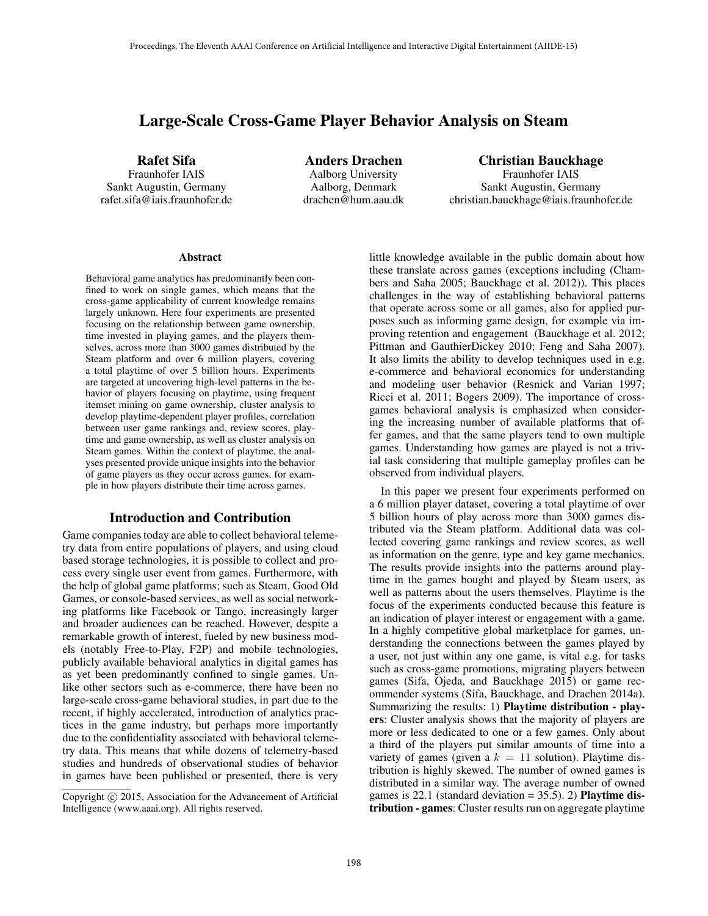# Large-Scale Cross-Game Player Behavior Analysis on Steam

**Rafet Sifa**
Fraunhofer IAIS
Sankt Augustin, Germany
rafet.sifa@iais.fraunhofer.de

**Anders Drachen**
Aalborg University
Aalborg, Denmark
drachen@hum.aau.dk

**Christian Bauckhage**
Fraunhofer IAIS
Sankt Augustin, Germany
christian.bauckhage@iais.fraunhofer.de

### Abstract

Behavioral game analytics has predominantly been confined to work on single games, which means that the cross-game applicability of current knowledge remains largely unknown. Here four experiments are presented focusing on the relationship between game ownership, time invested in playing games, and the players themselves, across more than 3000 games distributed by the Steam platform and over 6 million players, covering a total playtime of over 5 billion hours. Experiments are targeted at uncovering high-level patterns in the behavior of players focusing on playtime, using frequent itemset mining on game ownership, cluster analysis to develop playtime-dependent player profiles, correlation between user game rankings and, review scores, playtime and game ownership, as well as cluster analysis on Steam games. Within the context of playtime, the analyses presented provide unique insights into the behavior of game players as they occur across games, for example in how players distribute their time across games.

## Introduction and Contribution

Game companies today are able to collect behavioral telemetry data from entire populations of players, and using cloud based storage technologies, it is possible to collect and process every single user event from games. Furthermore, with the help of global game platforms; such as Steam, Good Old Games, or console-based services, as well as social networking platforms like Facebook or Tango, increasingly larger and broader audiences can be reached. However, despite a remarkable growth of interest, fueled by new business models (notably Free-to-Play, F2P) and mobile technologies, publicly available behavioral analytics in digital games has as yet been predominantly confined to single games. Unlike other sectors such as e-commerce, there have been no large-scale cross-game behavioral studies, in part due to the recent, if highly accelerated, introduction of analytics practices in the game industry, but perhaps more importantly due to the confidentiality associated with behavioral telemetry data. This means that while dozens of telemetry-based studies and hundreds of observational studies of behavior in games have been published or presented, there is very little knowledge available in the public domain about how these translate across games (exceptions including (Chambers and Saha 2005; Bauckhage et al. 2012)). This places challenges in the way of establishing behavioral patterns that operate across some or all games, also for applied purposes such as informing game design, for example via improving retention and engagement (Bauckhage et al. 2012; Pittman and GauthierDickey 2010; Feng and Saha 2007). It also limits the ability to develop techniques used in e.g. e-commerce and behavioral economics for understanding and modeling user behavior (Resnick and Varian 1997; Ricci et al. 2011; Bogers 2009). The importance of cross-games behavioral analysis is emphasized when considering the increasing number of available platforms that offer games, and that the same players tend to own multiple games. Understanding how games are played is not a trivial task considering that multiple gameplay profiles can be observed from individual players.

In this paper we present four experiments performed on a 6 million player dataset, covering a total playtime of over 5 billion hours of play across more than 3000 games distributed via the Steam platform. Additional data was collected covering game rankings and review scores, as well as information on the genre, type and key game mechanics. The results provide insights into the patterns around playtime in the games bought and played by Steam users, as well as patterns about the users themselves. Playtime is the focus of the experiments conducted because this feature is an indication of player interest or engagement with a game. In a highly competitive global marketplace for games, understanding the connections between the games played by a user, not just within any one game, is vital e.g. for tasks such as cross-game promotions, migrating players between games (Sifa, Ojeda, and Bauckhage 2015) or game recommender systems (Sifa, Bauckhage, and Drachen 2014a). Summarizing the results: 1) **Playtime distribution - players**: Cluster analysis shows that the majority of players are more or less dedicated to one or a few games. Only about a third of the players put similar amounts of time into a variety of games (given a $k = 11$ solution). Playtime distribution is highly skewed. The number of owned games is distributed in a similar way. The average number of owned games is 22.1 (standard deviation = 35.5). 2) **Playtime distribution - games**: Cluster results run on aggregate playtime

Copyright © 2015, Association for the Advancement of Artificial Intelligence (www.aaai.org). All rights reserved.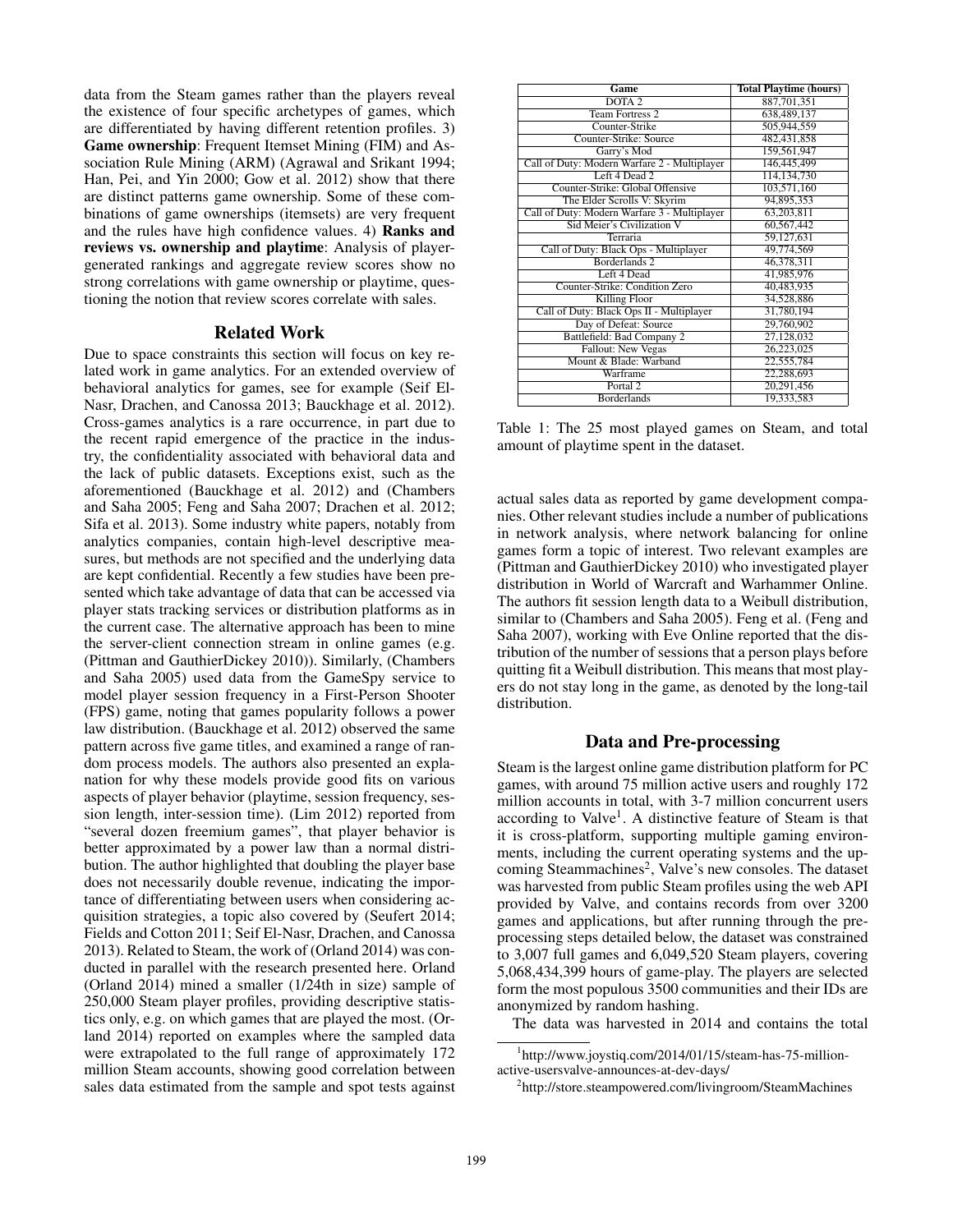data from the Steam games rather than the players reveal the existence of four specific archetypes of games, which are differentiated by having different retention profiles. 3) **Game ownership**: Frequent Itemset Mining (FIM) and Association Rule Mining (ARM) (Agrawal and Srikant 1994; Han, Pei, and Yin 2000; Gow et al. 2012) show that there are distinct patterns game ownership. Some of these combinations of game ownerships (itemsets) are very frequent and the rules have high confidence values. 4) **Ranks and reviews vs. ownership and playtime**: Analysis of player-generated rankings and aggregate review scores show no strong correlations with game ownership or playtime, questioning the notion that review scores correlate with sales.

## Related Work

Due to space constraints this section will focus on key related work in game analytics. For an extended overview of behavioral analytics for games, see for example (Seif El-Nasr, Drachen, and Canossa 2013; Bauckhage et al. 2012). Cross-games analytics is a rare occurrence, in part due to the recent rapid emergence of the practice in the industry, the confidentiality associated with behavioral data and the lack of public datasets. Exceptions exist, such as the aforementioned (Bauckhage et al. 2012) and (Chambers and Saha 2005; Feng and Saha 2007; Drachen et al. 2012; Sifa et al. 2013). Some industry white papers, notably from analytics companies, contain high-level descriptive measures, but methods are not specified and the underlying data are kept confidential. Recently a few studies have been presented which take advantage of data that can be accessed via player stats tracking services or distribution platforms as in the current case. The alternative approach has been to mine the server-client connection stream in online games (e.g. (Pittman and GauthierDickey 2010)). Similarly, (Chambers and Saha 2005) used data from the GameSpy service to model player session frequency in a First-Person Shooter (FPS) game, noting that games popularity follows a power law distribution. (Bauckhage et al. 2012) observed the same pattern across five game titles, and examined a range of random process models. The authors also presented an explanation for why these models provide good fits on various aspects of player behavior (playtime, session frequency, session length, inter-session time). (Lim 2012) reported from "several dozen freemium games", that player behavior is better approximated by a power law than a normal distribution. The author highlighted that doubling the player base does not necessarily double revenue, indicating the importance of differentiating between users when considering acquisition strategies, a topic also covered by (Seufert 2014; Fields and Cotton 2011; Seif El-Nasr, Drachen, and Canossa 2013). Related to Steam, the work of (Orland 2014) was conducted in parallel with the research presented here. Orland (Orland 2014) mined a smaller (1/24th in size) sample of 250,000 Steam player profiles, providing descriptive statistics only, e.g. on which games that are played the most. (Orland 2014) reported on examples where the sampled data were extrapolated to the full range of approximately 172 million Steam accounts, showing good correlation between sales data estimated from the sample and spot tests against actual sales data as reported by game development companies. Other relevant studies include a number of publications in network analysis, where network balancing for online games form a topic of interest. Two relevant examples are (Pittman and GauthierDickey 2010) who investigated player distribution in World of Warcraft and Warhammer Online. The authors fit session length data to a Weibull distribution, similar to (Chambers and Saha 2005). Feng et al. (Feng and Saha 2007), working with Eve Online reported that the distribution of the number of sessions that a person plays before quitting fit a Weibull distribution. This means that most players do not stay long in the game, as denoted by the long-tail distribution.

| Game | Total Playtime (hours) |
|---|---|
| DOTA 2 | 887,701,351 |
| Team Fortress 2 | 638,489,137 |
| Counter-Strike | 505,944,559 |
| Counter-Strike: Source | 482,431,858 |
| Garry's Mod | 159,561,947 |
| Call of Duty: Modern Warfare 2 - Multiplayer | 146,445,499 |
| Left 4 Dead 2 | 114,134,730 |
| Counter-Strike: Global Offensive | 103,571,160 |
| The Elder Scrolls V: Skyrim | 94,895,353 |
| Call of Duty: Modern Warfare 3 - Multiplayer | 63,203,811 |
| Sid Meier's Civilization V | 60,567,442 |
| Terraria | 59,127,631 |
| Call of Duty: Black Ops - Multiplayer | 49,774,569 |
| Borderlands 2 | 46,378,311 |
| Left 4 Dead | 41,985,976 |
| Counter-Strike: Condition Zero | 40,483,935 |
| Killing Floor | 34,528,886 |
| Call of Duty: Black Ops II - Multiplayer | 31,780,194 |
| Day of Defeat: Source | 29,760,902 |
| Battlefield: Bad Company 2 | 27,128,032 |
| Fallout: New Vegas | 26,223,025 |
| Mount & Blade: Warband | 22,555,784 |
| Warframe | 22,288,693 |
| Portal 2 | 20,291,456 |
| Borderlands | 19,333,583 |

Table 1: The 25 most played games on Steam, and total amount of playtime spent in the dataset.

## Data and Pre-processing

Steam is the largest online game distribution platform for PC games, with around 75 million active users and roughly 172 million accounts in total, with 3-7 million concurrent users according to Valve[1]. A distinctive feature of Steam is that it is cross-platform, supporting multiple gaming environments, including the current operating systems and the upcoming Steammachines[2], Valve's new consoles. The dataset was harvested from public Steam profiles using the web API provided by Valve, and contains records from over 3200 games and applications, but after running through the pre-processing steps detailed below, the dataset was constrained to 3,007 full games and 6,049,520 Steam players, covering 5,068,434,399 hours of game-play. The players are selected form the most populous 3500 communities and their IDs are anonymized by random hashing.

The data was harvested in 2014 and contains the total

[1] http://www.joystiq.com/2014/01/15/steam-has-75-million-active-usersvalve-announces-at-dev-days/

[2] http://store.steampowered.com/livingroom/SteamMachines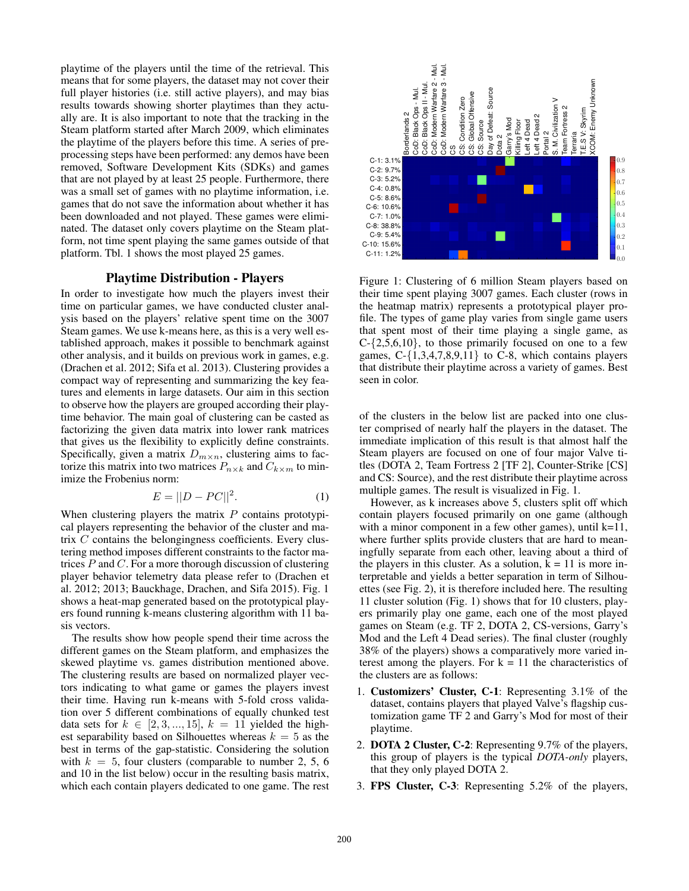playtime of the players until the time of the retrieval. This means that for some players, the dataset may not cover their full player histories (i.e. still active players), and may bias results towards showing shorter playtimes than they actually are. It is also important to note that the tracking in the Steam platform started after March 2009, which eliminates the playtime of the players before this time. A series of pre-processing steps have been performed: any demos have been removed, Software Development Kits (SDKs) and games that are not played by at least 25 people. Furthermore, there was a small set of games with no playtime information, i.e. games that do not save the information about whether it has been downloaded and not played. These games were eliminated. The dataset only covers playtime on the Steam platform, not time spent playing the same games outside of that platform. Tbl. 1 shows the most played 25 games.

## Playtime Distribution - Players

In order to investigate how much the players invest their time on particular games, we have conducted cluster analysis based on the players' relative spent time on the 3007 Steam games. We use k-means here, as this is a very well established approach, makes it possible to benchmark against other analysis, and it builds on previous work in games, e.g. (Drachen et al. 2012; Sifa et al. 2013). Clustering provides a compact way of representing and summarizing the key features and elements in large datasets. Our aim in this section to observe how the players are grouped according their playtime behavior. The main goal of clustering can be casted as factorizing the given data matrix into lower rank matrices that gives us the flexibility to explicitly define constraints. Specifically, given a matrix $D_{m \times n}$, clustering aims to factorize this matrix into two matrices $P_{n \times k}$ and $C_{k \times m}$ to minimize the Frobenius norm:

$$E = ||D - PC||^2. \quad (1)$$

When clustering players the matrix $P$ contains prototypical players representing the behavior of the cluster and matrix $C$ contains the belongingness coefficients. Every clustering method imposes different constraints to the factor matrices $P$ and $C$. For a more thorough discussion of clustering player behavior telemetry data please refer to (Drachen et al. 2012; 2013; Bauckhage, Drachen, and Sifa 2015). Fig. 1 shows a heat-map generated based on the prototypical players found running k-means clustering algorithm with 11 basis vectors.

The results show how people spend their time across the different games on the Steam platform, and emphasizes the skewed playtime vs. games distribution mentioned above. The clustering results are based on normalized player vectors indicating to what game or games the players invest their time. Having run k-means with 5-fold cross validation over 5 different combinations of equally chunked test data sets for $k \in [2, 3, ..., 15]$, $k = 11$ yielded the highest separability based on Silhouettes whereas $k = 5$ as the best in terms of the gap-statistic. Considering the solution with $k = 5$, four clusters (comparable to number 2, 5, 6 and 10 in the list below) occur in the resulting basis matrix, which each contain players dedicated to one game. The rest

Figure 1: Clustering of 6 million Steam players based on their time spent playing 3007 games. Each cluster (rows in the heatmap matrix) represents a prototypical player profile. The types of game play varies from single game users that spent most of their time playing a single game, as C-{2,5,6,10}, to those primarily focused on one to a few games, C-{1,3,4,7,8,9,11} to C-8, which contains players that distribute their playtime across a variety of games. Best seen in color.

of the clusters in the below list are packed into one cluster comprised of nearly half the players in the dataset. The immediate implication of this result is that almost half the Steam players are focused on one of four major Valve titles (DOTA 2, Team Fortress 2 [TF 2], Counter-Strike [CS] and CS: Source), and the rest distribute their playtime across multiple games. The result is visualized in Fig. 1.

However, as k increases above 5, clusters split off which contain players focused primarily on one game (although with a minor component in a few other games), until k=11, where further splits provide clusters that are hard to meaningfully separate from each other, leaving about a third of the players in this cluster. As a solution, k = 11 is more interpretable and yields a better separation in term of Silhouettes (see Fig. 2), it is therefore included here. The resulting 11 cluster solution (Fig. 1) shows that for 10 clusters, players primarily play one game, each one of the most played games on Steam (e.g. TF 2, DOTA 2, CS-versions, Garry's Mod and the Left 4 Dead series). The final cluster (roughly 38% of the players) shows a comparatively more varied interest among the players. For k = 11 the characteristics of the clusters are as follows:

1. **Customizers' Cluster, C-1**: Representing 3.1% of the dataset, contains players that played Valve's flagship customization game TF 2 and Garry's Mod for most of their playtime.
2. **DOTA 2 Cluster, C-2**: Representing 9.7% of the players, this group of players is the typical *DOTA-only* players, that they only played DOTA 2.
3. **FPS Cluster, C-3**: Representing 5.2% of the players,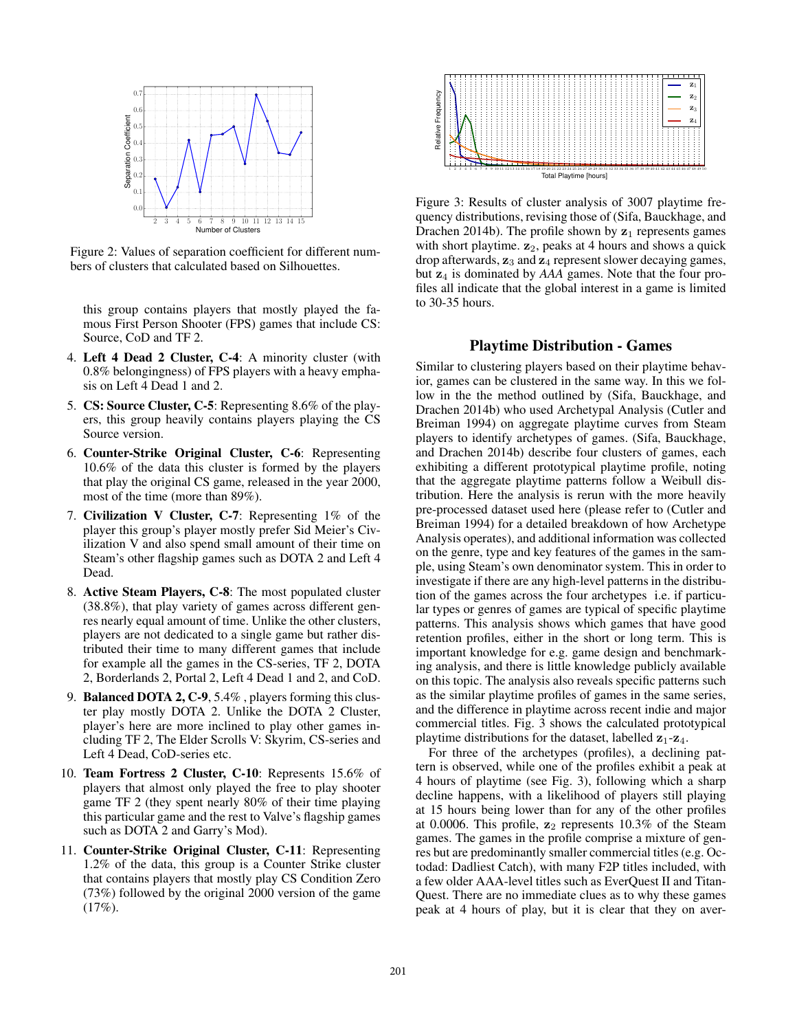Figure 2: Values of separation coefficient for different numbers of clusters that calculated based on Silhouettes.

this group contains players that mostly played the famous First Person Shooter (FPS) games that include CS: Source, CoD and TF 2.

4. **Left 4 Dead 2 Cluster, C-4**: A minority cluster (with 0.8% belongingness) of FPS players with a heavy emphasis on Left 4 Dead 1 and 2.
5. **CS: Source Cluster, C-5**: Representing 8.6% of the players, this group heavily contains players playing the CS Source version.
6. **Counter-Strike Original Cluster, C-6**: Representing 10.6% of the data this cluster is formed by the players that play the original CS game, released in the year 2000, most of the time (more than 89%).
7. **Civilization V Cluster, C-7**: Representing 1% of the player this group's player mostly prefer Sid Meier's Civilization V and also spend small amount of their time on Steam's other flagship games such as DOTA 2 and Left 4 Dead.
8. **Active Steam Players, C-8**: The most populated cluster (38.8%), that play variety of games across different genres nearly equal amount of time. Unlike the other clusters, players are not dedicated to a single game but rather distributed their time to many different games that include for example all the games in the CS-series, TF 2, DOTA 2, Borderlands 2, Portal 2, Left 4 Dead 1 and 2, and CoD.
9. **Balanced DOTA 2, C-9**, 5.4% , players forming this cluster play mostly DOTA 2. Unlike the DOTA 2 Cluster, player's here are more inclined to play other games including TF 2, The Elder Scrolls V: Skyrim, CS-series and Left 4 Dead, CoD-series etc.
10. **Team Fortress 2 Cluster, C-10**: Represents 15.6% of players that almost only played the free to play shooter game TF 2 (they spent nearly 80% of their time playing this particular game and the rest to Valve's flagship games such as DOTA 2 and Garry's Mod).
11. **Counter-Strike Original Cluster, C-11**: Representing 1.2% of the data, this group is a Counter Strike cluster that contains players that mostly play CS Condition Zero (73%) followed by the original 2000 version of the game (17%).

Figure 3: Results of cluster analysis of 3007 playtime frequency distributions, revising those of (Sifa, Bauckhage, and Drachen 2014b). The profile shown by $\mathbf{z}_1$ represents games with short playtime. $\mathbf{z}_2$, peaks at 4 hours and shows a quick drop afterwards, $\mathbf{z}_3$ and $\mathbf{z}_4$ represent slower decaying games, but $\mathbf{z}_4$ is dominated by *AAA* games. Note that the four profiles all indicate that the global interest in a game is limited to 30-35 hours.

## Playtime Distribution - Games

Similar to clustering players based on their playtime behavior, games can be clustered in the same way. In this we follow in the the method outlined by (Sifa, Bauckhage, and Drachen 2014b) who used Archetypal Analysis (Cutler and Breiman 1994) on aggregate playtime curves from Steam players to identify archetypes of games. (Sifa, Bauckhage, and Drachen 2014b) describe four clusters of games, each exhibiting a different prototypical playtime profile, noting that the aggregate playtime patterns follow a Weibull distribution. Here the analysis is rerun with the more heavily pre-processed dataset used here (please refer to (Cutler and Breiman 1994) for a detailed breakdown of how Archetype Analysis operates), and additional information was collected on the genre, type and key features of the games in the sample, using Steam's own denominator system. This in order to investigate if there are any high-level patterns in the distribution of the games across the four archetypes i.e. if particular types or genres of games are typical of specific playtime patterns. This analysis shows which games that have good retention profiles, either in the short or long term. This is important knowledge for e.g. game design and benchmarking analysis, and there is little knowledge publicly available on this topic. The analysis also reveals specific patterns such as the similar playtime profiles of games in the same series, and the difference in playtime across recent indie and major commercial titles. Fig. 3 shows the calculated prototypical playtime distributions for the dataset, labelled $\mathbf{z}_1$-$\mathbf{z}_4$.

For three of the archetypes (profiles), a declining pattern is observed, while one of the profiles exhibit a peak at 4 hours of playtime (see Fig. 3), following which a sharp decline happens, with a likelihood of players still playing at 15 hours being lower than for any of the other profiles at 0.0006. This profile, $\mathbf{z}_2$ represents 10.3% of the Steam games. The games in the profile comprise a mixture of genres but are predominantly smaller commercial titles (e.g. Octodad: Dadliest Catch), with many F2P titles included, with a few older AAA-level titles such as EverQuest II and TitanQuest. There are no immediate clues as to why these games peak at 4 hours of play, but it is clear that they on aver-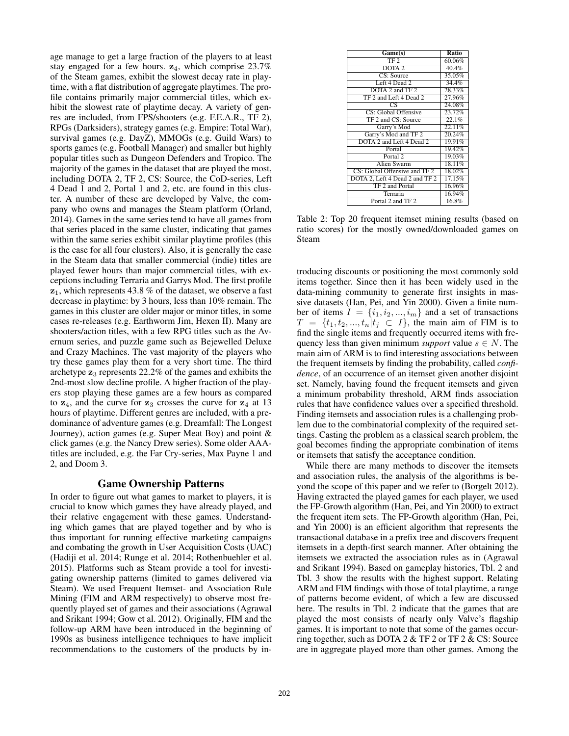age manage to get a large fraction of the players to at least stay engaged for a few hours. $\mathbf{z}_4$, which comprise 23.7% of the Steam games, exhibit the slowest decay rate in playtime, with a flat distribution of aggregate playtimes. The profile contains primarily major commercial titles, which exhibit the slowest rate of playtime decay. A variety of genres are included, from FPS/shooters (e.g. F.E.A.R., TF 2), RPGs (Darksiders), strategy games (e.g. Empire: Total War), survival games (e.g. DayZ), MMOGs (e.g. Guild Wars) to sports games (e.g. Football Manager) and smaller but highly popular titles such as Dungeon Defenders and Tropico. The majority of the games in the dataset that are played the most, including DOTA 2, TF 2, CS: Source, the CoD-series, Left 4 Dead 1 and 2, Portal 1 and 2, etc. are found in this cluster. A number of these are developed by Valve, the company who owns and manages the Steam platform (Orland, 2014). Games in the same series tend to have all games from that series placed in the same cluster, indicating that games within the same series exhibit similar playtime profiles (this is the case for all four clusters). Also, it is generally the case in the Steam data that smaller commercial (indie) titles are played fewer hours than major commercial titles, with exceptions including Terraria and Garrys Mod. The first profile $\mathbf{z}_1$, which represents 43.8 % of the dataset, we observe a fast decrease in playtime: by 3 hours, less than 10% remain. The games in this cluster are older major or minor titles, in some cases re-releases (e.g. Earthworm Jim, Hexen II). Many are shooters/action titles, with a few RPG titles such as the Avernum series, and puzzle game such as Bejewelled Deluxe and Crazy Machines. The vast majority of the players who try these games play them for a very short time. The third archetype $\mathbf{z}_3$ represents 22.2% of the games and exhibits the 2nd-most slow decline profile. A higher fraction of the players stop playing these games are a few hours as compared to $\mathbf{z}_4$, and the curve for $\mathbf{z}_3$ crosses the curve for $\mathbf{z}_4$ at 13 hours of playtime. Different genres are included, with a predominance of adventure games (e.g. Dreamfall: The Longest Journey), action games (e.g. Super Meat Boy) and point & click games (e.g. the Nancy Drew series). Some older AAA-titles are included, e.g. the Far Cry-series, Max Payne 1 and 2, and Doom 3.

## Game Ownership Patterns

In order to figure out what games to market to players, it is crucial to know which games they have already played, and their relative engagement with these games. Understanding which games that are played together and by who is thus important for running effective marketing campaigns and combating the growth in User Acquisition Costs (UAC) (Hadiji et al. 2014; Runge et al. 2014; Rothenbuehler et al. 2015). Platforms such as Steam provide a tool for investigating ownership patterns (limited to games delivered via Steam). We used Frequent Itemset- and Association Rule Mining (FIM and ARM respectively) to observe most frequently played set of games and their associations (Agrawal and Srikant 1994; Gow et al. 2012). Originally, FIM and the follow-up ARM have been introduced in the beginning of 1990s as business intelligence techniques to have implicit recommendations to the customers of the products by introducing discounts or positioning the most commonly sold items together. Since then it has been widely used in the data-mining community to generate first insights in massive datasets (Han, Pei, and Yin 2000). Given a finite number of items $I = \{i_1, i_2, ..., i_m\}$ and a set of transactions $T = \{t_1, t_2, ..., t_n | t_j \subset I\}$, the main aim of FIM is to find the single items and frequently occurred items with frequency less than given minimum *support* value $s \in N$. The main aim of ARM is to find interesting associations between the frequent itemsets by finding the probability, called *confidence*, of an occurrence of an itemset given another disjoint set. Namely, having found the frequent itemsets and given a minimum probability threshold, ARM finds association rules that have confidence values over a specified threshold. Finding itemsets and association rules is a challenging problem due to the combinatorial complexity of the required settings. Casting the problem as a classical search problem, the goal becomes finding the appropriate combination of items or itemsets that satisfy the acceptance condition.

| Game(s) | Ratio |
|---|---|
| TF 2 | 60.06% |
| DOTA 2 | 40.4% |
| CS: Source | 35.05% |
| Left 4 Dead 2 | 34.4% |
| DOTA 2 and TF 2 | 28.33% |
| TF 2 and Left 4 Dead 2 | 27.96% |
| CS | 24.08% |
| CS: Global Offensive | 23.72% |
| TF 2 and CS: Source | 22.1% |
| Garry's Mod | 22.11% |
| Garry's Mod and TF 2 | 20.24% |
| DOTA 2 and Left 4 Dead 2 | 19.91% |
| Portal | 19.42% |
| Portal 2 | 19.03% |
| Alien Swarm | 18.11% |
| CS: Global Offensive and TF 2 | 18.02% |
| DOTA 2, Left 4 Dead 2 and TF 2 | 17.15% |
| TF 2 and Portal | 16.96% |
| Terraria | 16.94% |
| Portal 2 and TF 2 | 16.8% |

Table 2: Top 20 frequent itemset mining results (based on ratio scores) for the mostly owned/downloaded games on Steam

While there are many methods to discover the itemsets and association rules, the analysis of the algorithms is beyond the scope of this paper and we refer to (Borgelt 2012). Having extracted the played games for each player, we used the FP-Growth algorithm (Han, Pei, and Yin 2000) to extract the frequent item sets. The FP-Growth algorithm (Han, Pei, and Yin 2000) is an efficient algorithm that represents the transactional database in a prefix tree and discovers frequent itemsets in a depth-first search manner. After obtaining the itemsets we extracted the association rules as in (Agrawal and Srikant 1994). Based on gameplay histories, Tbl. 2 and Tbl. 3 show the results with the highest support. Relating ARM and FIM findings with those of total playtime, a range of patterns become evident, of which a few are discussed here. The results in Tbl. 2 indicate that the games that are played the most consists of nearly only Valve's flagship games. It is important to note that some of the games occurring together, such as DOTA 2 & TF 2 or TF 2 & CS: Source are in aggregate played more than other games. Among the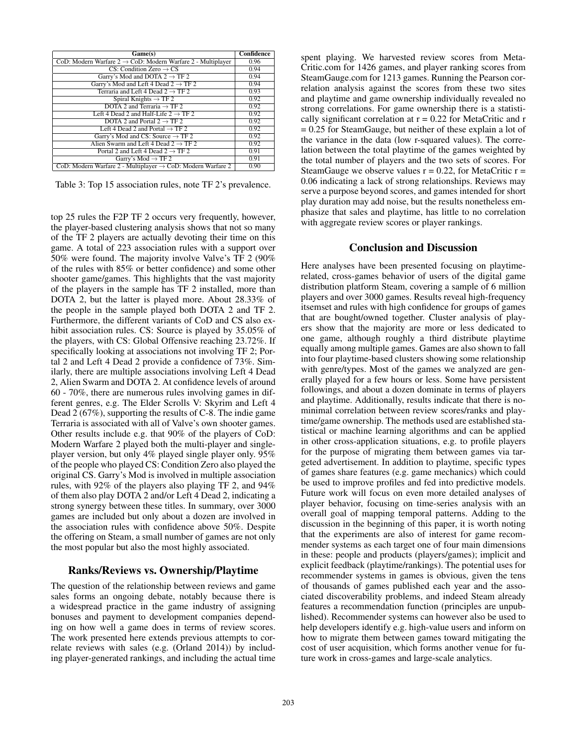| Game(s) | Confidence |
|---|---|
| CoD: Modern Warfare 2 → CoD: Modern Warfare 2 - Multiplayer | 0.96 |
| CS: Condition Zero → CS | 0.94 |
| Garry's Mod and DOTA 2 → TF 2 | 0.94 |
| Garry's Mod and Left 4 Dead 2 → TF 2 | 0.94 |
| Terraria and Left 4 Dead 2 → TF 2 | 0.93 |
| Spiral Knights → TF 2 | 0.92 |
| DOTA 2 and Terraria → TF 2 | 0.92 |
| Left 4 Dead 2 and Half-Life 2 → TF 2 | 0.92 |
| DOTA 2 and Portal 2 → TF 2 | 0.92 |
| Left 4 Dead 2 and Portal → TF 2 | 0.92 |
| Garry's Mod and CS: Source → TF 2 | 0.92 |
| Alien Swarm and Left 4 Dead 2 → TF 2 | 0.92 |
| Portal 2 and Left 4 Dead 2 → TF 2 | 0.91 |
| Garry's Mod → TF 2 | 0.91 |
| CoD: Modern Warfare 2 - Multiplayer → CoD: Modern Warfare 2 | 0.90 |

Table 3: Top 15 association rules, note TF 2's prevalence.

top 25 rules the F2P TF 2 occurs very frequently, however, the player-based clustering analysis shows that not so many of the TF 2 players are actually devoting their time on this game. A total of 223 association rules with a support over 50% were found. The majority involve Valve's TF 2 (90% of the rules with 85% or better confidence) and some other shooter game/games. This highlights that the vast majority of the players in the sample has TF 2 installed, more than DOTA 2, but the latter is played more. About 28.33% of the people in the sample played both DOTA 2 and TF 2. Furthermore, the different variants of CoD and CS also exhibit association rules. CS: Source is played by 35.05% of the players, with CS: Global Offensive reaching 23.72%. If specifically looking at associations not involving TF 2; Portal 2 and Left 4 Dead 2 provide a confidence of 73%. Similarly, there are multiple associations involving Left 4 Dead 2, Alien Swarm and DOTA 2. At confidence levels of around 60 - 70%, there are numerous rules involving games in different genres, e.g. The Elder Scrolls V: Skyrim and Left 4 Dead 2 (67%), supporting the results of C-8. The indie game Terraria is associated with all of Valve's own shooter games. Other results include e.g. that 90% of the players of CoD: Modern Warfare 2 played both the multi-player and single-player version, but only 4% played single player only. 95% of the people who played CS: Condition Zero also played the original CS. Garry's Mod is involved in multiple association rules, with 92% of the players also playing TF 2, and 94% of them also play DOTA 2 and/or Left 4 Dead 2, indicating a strong synergy between these titles. In summary, over 3000 games are included but only about a dozen are involved in the association rules with confidence above 50%. Despite the offering on Steam, a small number of games are not only the most popular but also the most highly associated.

## Ranks/Reviews vs. Ownership/Playtime

The question of the relationship between reviews and game sales forms an ongoing debate, notably because there is a widespread practice in the game industry of assigning bonuses and payment to development companies depending on how well a game does in terms of review scores. The work presented here extends previous attempts to correlate reviews with sales (e.g. (Orland 2014)) by including player-generated rankings, and including the actual time spent playing. We harvested review scores from MetaCritic.com for 1426 games, and player ranking scores from SteamGauge.com for 1213 games. Running the Pearson correlation analysis against the scores from these two sites and playtime and game ownership individually revealed no strong correlations. For game ownership there is a statistically significant correlation at $r = 0.22$ for MetaCritic and $r = 0.25$ for SteamGauge, but neither of these explain a lot of the variance in the data (low r-squared values). The correlation between the total playtime of the games weighted by the total number of players and the two sets of scores. For SteamGauge we observe values $r = 0.22$, for MetaCritic $r = 0.06$ indicating a lack of strong relationships. Reviews may serve a purpose beyond scores, and games intended for short play duration may add noise, but the results nonetheless emphasize that sales and playtime, has little to no correlation with aggregate review scores or player rankings.

## Conclusion and Discussion

Here analyses have been presented focusing on playtime-related, cross-games behavior of users of the digital game distribution platform Steam, covering a sample of 6 million players and over 3000 games. Results reveal high-frequency itemset and rules with high confidence for groups of games that are bought/owned together. Cluster analysis of players show that the majority are more or less dedicated to one game, although roughly a third distribute playtime equally among multiple games. Games are also shown to fall into four playtime-based clusters showing some relationship with genre/types. Most of the games we analyzed are generally played for a few hours or less. Some have persistent followings, and about a dozen dominate in terms of players and playtime. Additionally, results indicate that there is no-minimal correlation between review scores/ranks and playtime/game ownership. The methods used are established statistical or machine learning algorithms and can be applied in other cross-application situations, e.g. to profile players for the purpose of migrating them between games via targeted advertisement. In addition to playtime, specific types of games share features (e.g. game mechanics) which could be used to improve profiles and fed into predictive models. Future work will focus on even more detailed analyses of player behavior, focusing on time-series analysis with an overall goal of mapping temporal patterns. Adding to the discussion in the beginning of this paper, it is worth noting that the experiments are also of interest for game recommender systems as each target one of four main dimensions in these: people and products (players/games); implicit and explicit feedback (playtime/rankings). The potential uses for recommender systems in games is obvious, given the tens of thousands of games published each year and the associated discoverability problems, and indeed Steam already features a recommendation function (principles are unpublished). Recommender systems can however also be used to help developers identify e.g. high-value users and inform on how to migrate them between games toward mitigating the cost of user acquisition, which forms another venue for future work in cross-games and large-scale analytics.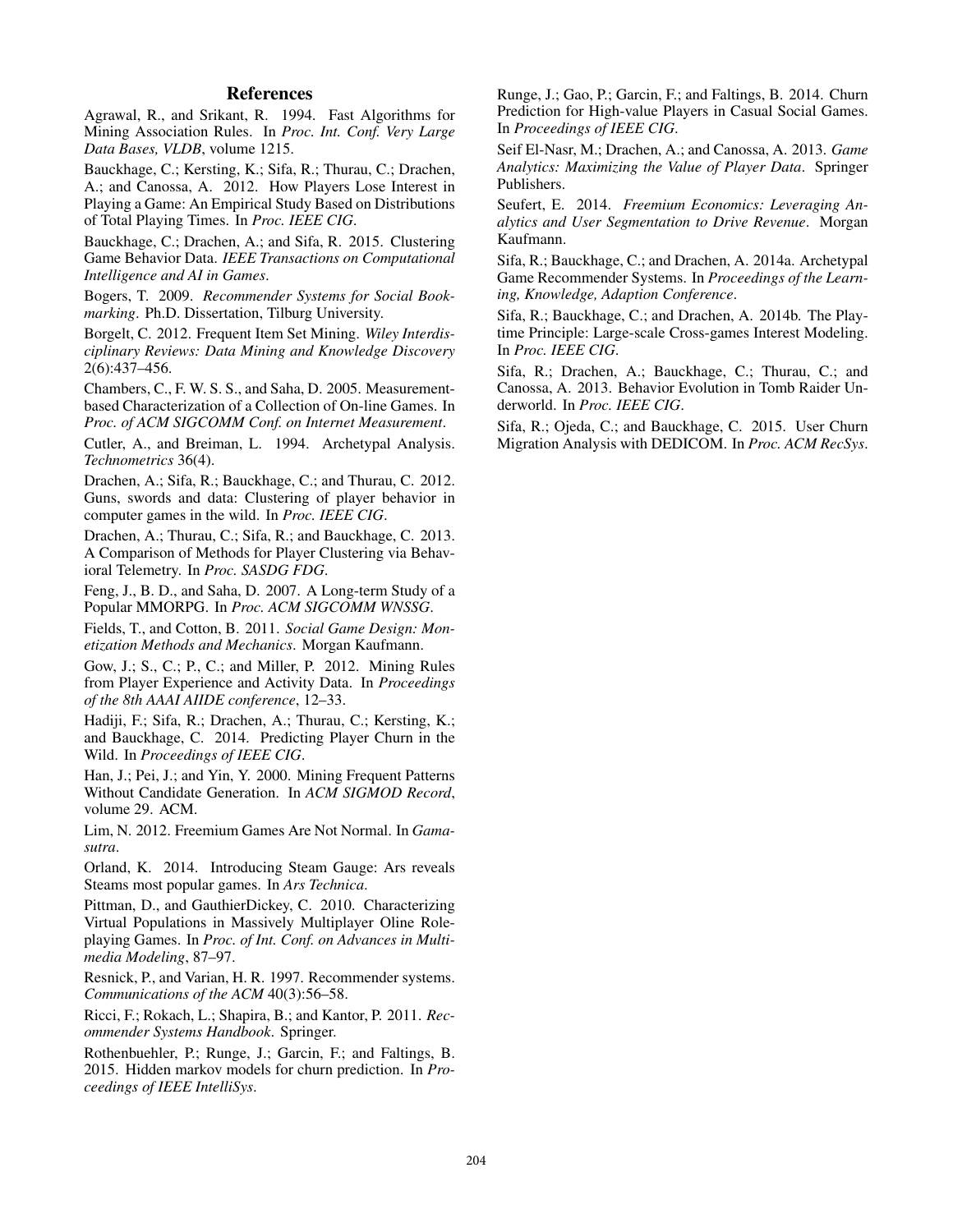## References

Agrawal, R., and Srikant, R. 1994. Fast Algorithms for Mining Association Rules. In *Proc. Int. Conf. Very Large Data Bases, VLDB*, volume 1215.

Bauckhage, C.; Kersting, K.; Sifa, R.; Thurau, C.; Drachen, A.; and Canossa, A. 2012. How Players Lose Interest in Playing a Game: An Empirical Study Based on Distributions of Total Playing Times. In *Proc. IEEE CIG*.

Bauckhage, C.; Drachen, A.; and Sifa, R. 2015. Clustering Game Behavior Data. *IEEE Transactions on Computational Intelligence and AI in Games*.

Bogers, T. 2009. *Recommender Systems for Social Bookmarking*. Ph.D. Dissertation, Tilburg University.

Borgelt, C. 2012. Frequent Item Set Mining. *Wiley Interdisciplinary Reviews: Data Mining and Knowledge Discovery* 2(6):437–456.

Chambers, C., F. W. S. S., and Saha, D. 2005. Measurement-based Characterization of a Collection of On-line Games. In *Proc. of ACM SIGCOMM Conf. on Internet Measurement*.

Cutler, A., and Breiman, L. 1994. Archetypal Analysis. *Technometrics* 36(4).

Drachen, A.; Sifa, R.; Bauckhage, C.; and Thurau, C. 2012. Guns, swords and data: Clustering of player behavior in computer games in the wild. In *Proc. IEEE CIG*.

Drachen, A.; Thurau, C.; Sifa, R.; and Bauckhage, C. 2013. A Comparison of Methods for Player Clustering via Behavioral Telemetry. In *Proc. SASDG FDG*.

Feng, J., B. D., and Saha, D. 2007. A Long-term Study of a Popular MMORPG. In *Proc. ACM SIGCOMM WNSSG*.

Fields, T., and Cotton, B. 2011. *Social Game Design: Monetization Methods and Mechanics*. Morgan Kaufmann.

Gow, J.; S., C.; P., C.; and Miller, P. 2012. Mining Rules from Player Experience and Activity Data. In *Proceedings of the 8th AAAI AIIDE conference*, 12–33.

Hadiji, F.; Sifa, R.; Drachen, A.; Thurau, C.; Kersting, K.; and Bauckhage, C. 2014. Predicting Player Churn in the Wild. In *Proceedings of IEEE CIG*.

Han, J.; Pei, J.; and Yin, Y. 2000. Mining Frequent Patterns Without Candidate Generation. In *ACM SIGMOD Record*, volume 29. ACM.

Lim, N. 2012. Freemium Games Are Not Normal. In *Gamasutra*.

Orland, K. 2014. Introducing Steam Gauge: Ars reveals Steams most popular games. In *Ars Technica*.

Pittman, D., and GauthierDickey, C. 2010. Characterizing Virtual Populations in Massively Multiplayer Oline Role-playing Games. In *Proc. of Int. Conf. on Advances in Multimedia Modeling*, 87–97.

Resnick, P., and Varian, H. R. 1997. Recommender systems. *Communications of the ACM* 40(3):56–58.

Ricci, F.; Rokach, L.; Shapira, B.; and Kantor, P. 2011. *Recommender Systems Handbook*. Springer.

Rothenbuehler, P.; Runge, J.; Garcin, F.; and Faltings, B. 2015. Hidden markov models for churn prediction. In *Proceedings of IEEE IntelliSys*.

Runge, J.; Gao, P.; Garcin, F.; and Faltings, B. 2014. Churn Prediction for High-value Players in Casual Social Games. In *Proceedings of IEEE CIG*.

Seif El-Nasr, M.; Drachen, A.; and Canossa, A. 2013. *Game Analytics: Maximizing the Value of Player Data*. Springer Publishers.

Seufert, E. 2014. *Freemium Economics: Leveraging Analytics and User Segmentation to Drive Revenue*. Morgan Kaufmann.

Sifa, R.; Bauckhage, C.; and Drachen, A. 2014a. Archetypal Game Recommender Systems. In *Proceedings of the Learning, Knowledge, Adaption Conference*.

Sifa, R.; Bauckhage, C.; and Drachen, A. 2014b. The Playtime Principle: Large-scale Cross-games Interest Modeling. In *Proc. IEEE CIG*.

Sifa, R.; Drachen, A.; Bauckhage, C.; Thurau, C.; and Canossa, A. 2013. Behavior Evolution in Tomb Raider Underworld. In *Proc. IEEE CIG*.

Sifa, R.; Ojeda, C.; and Bauckhage, C. 2015. User Churn Migration Analysis with DEDICOM. In *Proc. ACM RecSys*.